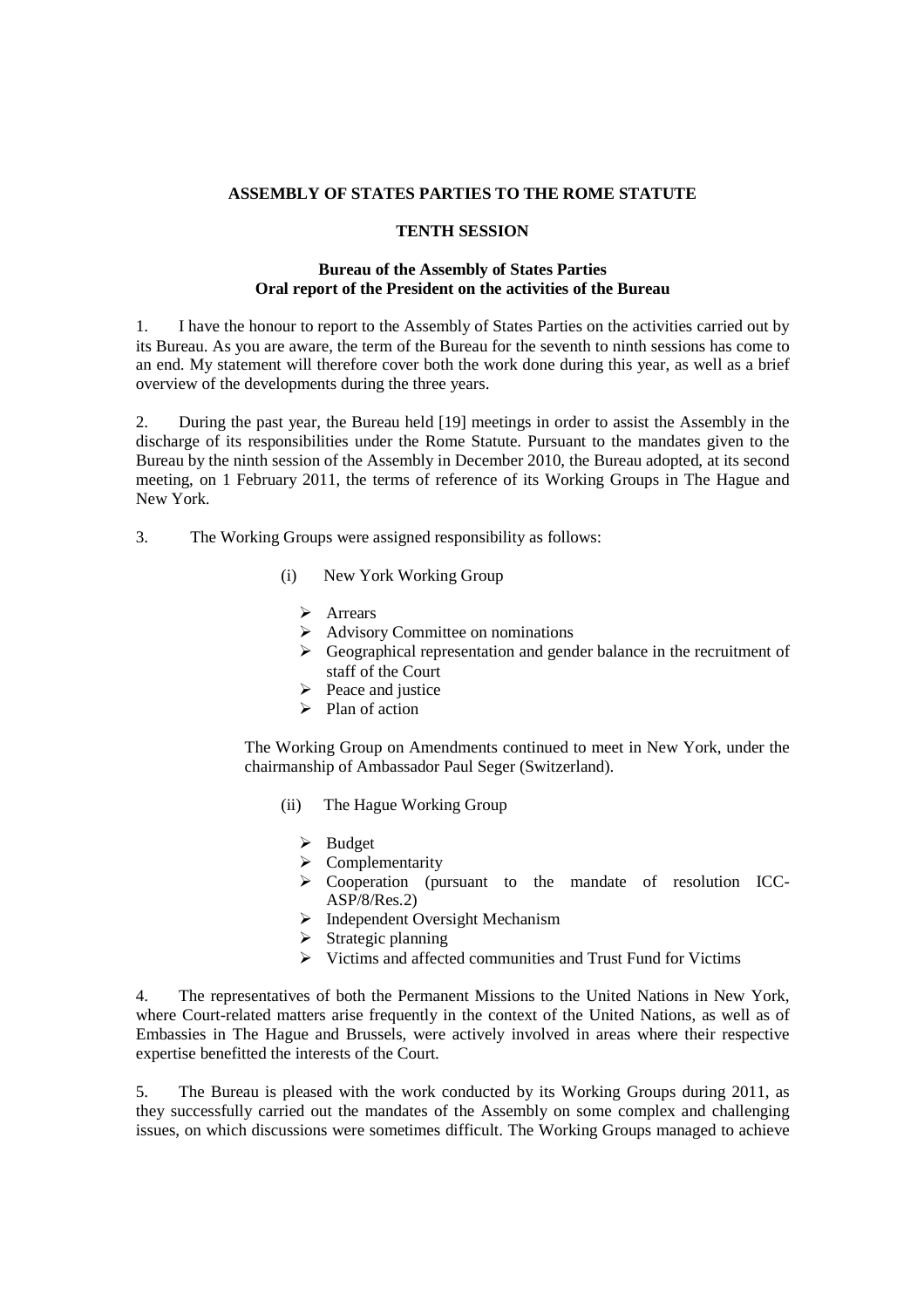**ASSEMBLY OF STATES PARTIES TO THE ROME STATUTE**

**TENTH SESSION**

**Bureau of the Assembly of States Parties**
**Oral report of the President on the activities of the Bureau**

1. I have the honour to report to the Assembly of States Parties on the activities carried out by its Bureau. As you are aware, the term of the Bureau for the seventh to ninth sessions has come to an end. My statement will therefore cover both the work done during this year, as well as a brief overview of the developments during the three years.

2. During the past year, the Bureau held [19] meetings in order to assist the Assembly in the discharge of its responsibilities under the Rome Statute. Pursuant to the mandates given to the Bureau by the ninth session of the Assembly in December 2010, the Bureau adopted, at its second meeting, on 1 February 2011, the terms of reference of its Working Groups in The Hague and New York.

3. The Working Groups were assigned responsibility as follows:

(i) New York Working Group

- Arrears
- Advisory Committee on nominations
- Geographical representation and gender balance in the recruitment of staff of the Court
- Peace and justice
- Plan of action

The Working Group on Amendments continued to meet in New York, under the chairmanship of Ambassador Paul Seger (Switzerland).

(ii) The Hague Working Group

- Budget
- Complementarity
- Cooperation (pursuant to the mandate of resolution ICC-ASP/8/Res.2)
- Independent Oversight Mechanism
- Strategic planning
- Victims and affected communities and Trust Fund for Victims

4. The representatives of both the Permanent Missions to the United Nations in New York, where Court-related matters arise frequently in the context of the United Nations, as well as of Embassies in The Hague and Brussels, were actively involved in areas where their respective expertise benefitted the interests of the Court.

5. The Bureau is pleased with the work conducted by its Working Groups during 2011, as they successfully carried out the mandates of the Assembly on some complex and challenging issues, on which discussions were sometimes difficult. The Working Groups managed to achieve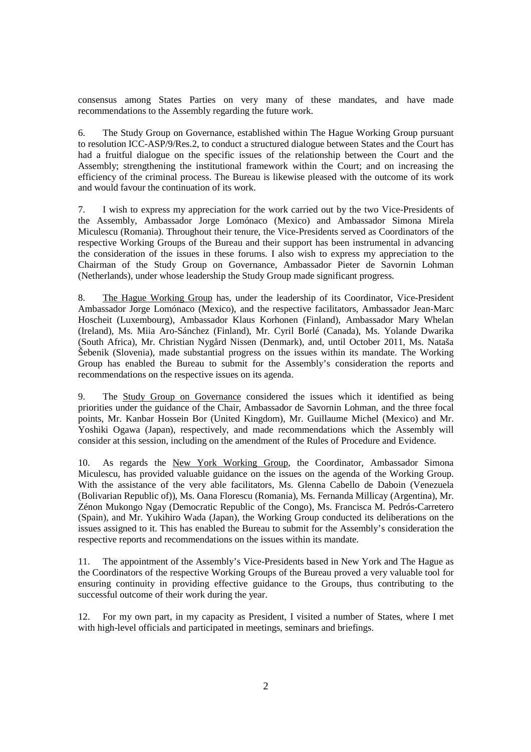consensus among States Parties on very many of these mandates, and have made recommendations to the Assembly regarding the future work.

6. The Study Group on Governance, established within The Hague Working Group pursuant to resolution ICC-ASP/9/Res.2, to conduct a structured dialogue between States and the Court has had a fruitful dialogue on the specific issues of the relationship between the Court and the Assembly; strengthening the institutional framework within the Court; and on increasing the efficiency of the criminal process. The Bureau is likewise pleased with the outcome of its work and would favour the continuation of its work.

7. I wish to express my appreciation for the work carried out by the two Vice-Presidents of the Assembly, Ambassador Jorge Lomónaco (Mexico) and Ambassador Simona Mirela Miculescu (Romania). Throughout their tenure, the Vice-Presidents served as Coordinators of the respective Working Groups of the Bureau and their support has been instrumental in advancing the consideration of the issues in these forums. I also wish to express my appreciation to the Chairman of the Study Group on Governance, Ambassador Pieter de Savornin Lohman (Netherlands), under whose leadership the Study Group made significant progress.

8. The Hague Working Group has, under the leadership of its Coordinator, Vice-President Ambassador Jorge Lomónaco (Mexico), and the respective facilitators, Ambassador Jean-Marc Hoscheit (Luxembourg), Ambassador Klaus Korhonen (Finland), Ambassador Mary Whelan (Ireland), Ms. Miia Aro-Sánchez (Finland), Mr. Cyril Borlé (Canada), Ms. Yolande Dwarika (South Africa), Mr. Christian Nygård Nissen (Denmark), and, until October 2011, Ms. Nataša Šebenik (Slovenia), made substantial progress on the issues within its mandate. The Working Group has enabled the Bureau to submit for the Assembly's consideration the reports and recommendations on the respective issues on its agenda.

9. The Study Group on Governance considered the issues which it identified as being priorities under the guidance of the Chair, Ambassador de Savornin Lohman, and the three focal points, Mr. Kanbar Hossein Bor (United Kingdom), Mr. Guillaume Michel (Mexico) and Mr. Yoshiki Ogawa (Japan), respectively, and made recommendations which the Assembly will consider at this session, including on the amendment of the Rules of Procedure and Evidence.

10. As regards the New York Working Group, the Coordinator, Ambassador Simona Miculescu, has provided valuable guidance on the issues on the agenda of the Working Group. With the assistance of the very able facilitators, Ms. Glenna Cabello de Daboin (Venezuela (Bolivarian Republic of)), Ms. Oana Florescu (Romania), Ms. Fernanda Millicay (Argentina), Mr. Zénon Mukongo Ngay (Democratic Republic of the Congo), Ms. Francisca M. Pedrós-Carretero (Spain), and Mr. Yukihiro Wada (Japan), the Working Group conducted its deliberations on the issues assigned to it. This has enabled the Bureau to submit for the Assembly's consideration the respective reports and recommendations on the issues within its mandate.

11. The appointment of the Assembly's Vice-Presidents based in New York and The Hague as the Coordinators of the respective Working Groups of the Bureau proved a very valuable tool for ensuring continuity in providing effective guidance to the Groups, thus contributing to the successful outcome of their work during the year.

12. For my own part, in my capacity as President, I visited a number of States, where I met with high-level officials and participated in meetings, seminars and briefings.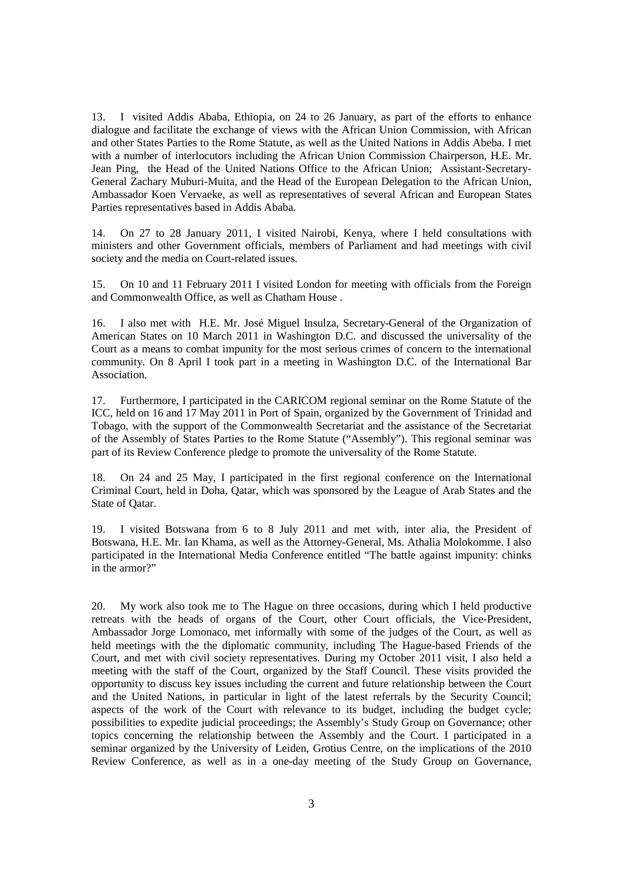13. I visited Addis Ababa, Ethiopia, on 24 to 26 January, as part of the efforts to enhance dialogue and facilitate the exchange of views with the African Union Commission, with African and other States Parties to the Rome Statute, as well as the United Nations in Addis Abeba. I met with a number of interlocutors including the African Union Commission Chairperson, H.E. Mr. Jean Ping, the Head of the United Nations Office to the African Union; Assistant-Secretary-General Zachary Muburi-Muita, and the Head of the European Delegation to the African Union, Ambassador Koen Vervaeke, as well as representatives of several African and European States Parties representatives based in Addis Ababa.

14. On 27 to 28 January 2011, I visited Nairobi, Kenya, where I held consultations with ministers and other Government officials, members of Parliament and had meetings with civil society and the media on Court-related issues.

15. On 10 and 11 February 2011 I visited London for meeting with officials from the Foreign and Commonwealth Office, as well as Chatham House .

16. I also met with H.E. Mr. José Miguel Insulza, Secretary-General of the Organization of American States on 10 March 2011 in Washington D.C. and discussed the universality of the Court as a means to combat impunity for the most serious crimes of concern to the international community. On 8 April I took part in a meeting in Washington D.C. of the International Bar Association.

17. Furthermore, I participated in the CARICOM regional seminar on the Rome Statute of the ICC, held on 16 and 17 May 2011 in Port of Spain, organized by the Government of Trinidad and Tobago, with the support of the Commonwealth Secretariat and the assistance of the Secretariat of the Assembly of States Parties to the Rome Statute ("Assembly"). This regional seminar was part of its Review Conference pledge to promote the universality of the Rome Statute.

18. On 24 and 25 May, I participated in the first regional conference on the International Criminal Court, held in Doha, Qatar, which was sponsored by the League of Arab States and the State of Qatar.

19. I visited Botswana from 6 to 8 July 2011 and met with, inter alia, the President of Botswana, H.E. Mr. Ian Khama, as well as the Attorney-General, Ms. Athalia Molokomme. I also participated in the International Media Conference entitled "The battle against impunity: chinks in the armor?"

20. My work also took me to The Hague on three occasions, during which I held productive retreats with the heads of organs of the Court, other Court officials, the Vice-President, Ambassador Jorge Lomonaco, met informally with some of the judges of the Court, as well as held meetings with the the diplomatic community, including The Hague-based Friends of the Court, and met with civil society representatives. During my October 2011 visit, I also held a meeting with the staff of the Court, organized by the Staff Council. These visits provided the opportunity to discuss key issues including the current and future relationship between the Court and the United Nations, in particular in light of the latest referrals by the Security Council; aspects of the work of the Court with relevance to its budget, including the budget cycle; possibilities to expedite judicial proceedings; the Assembly's Study Group on Governance; other topics concerning the relationship between the Assembly and the Court. I participated in a seminar organized by the University of Leiden, Grotius Centre, on the implications of the 2010 Review Conference, as well as in a one-day meeting of the Study Group on Governance,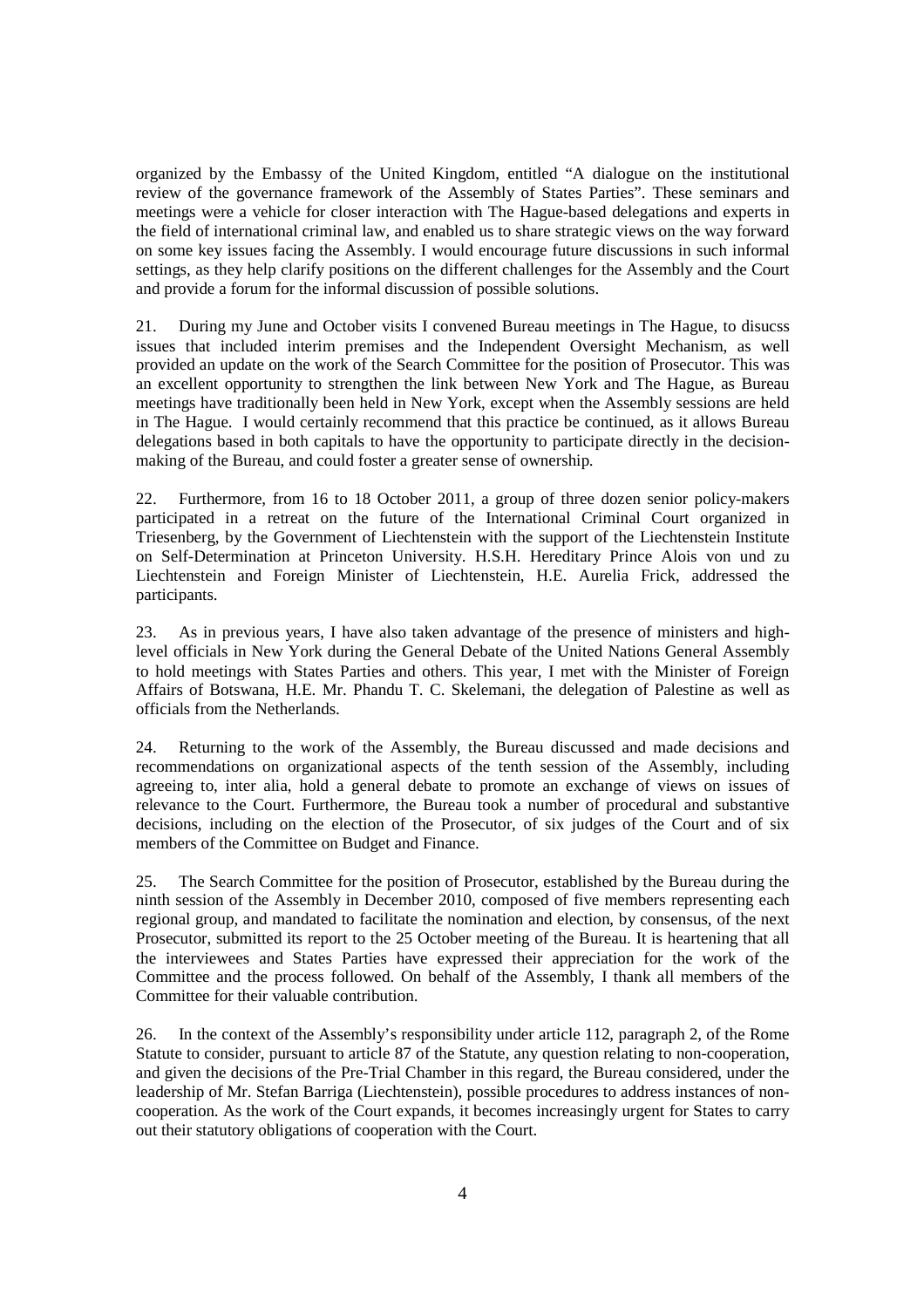organized by the Embassy of the United Kingdom, entitled "A dialogue on the institutional review of the governance framework of the Assembly of States Parties". These seminars and meetings were a vehicle for closer interaction with The Hague-based delegations and experts in the field of international criminal law, and enabled us to share strategic views on the way forward on some key issues facing the Assembly. I would encourage future discussions in such informal settings, as they help clarify positions on the different challenges for the Assembly and the Court and provide a forum for the informal discussion of possible solutions.

21. During my June and October visits I convened Bureau meetings in The Hague, to disucss issues that included interim premises and the Independent Oversight Mechanism, as well provided an update on the work of the Search Committee for the position of Prosecutor. This was an excellent opportunity to strengthen the link between New York and The Hague, as Bureau meetings have traditionally been held in New York, except when the Assembly sessions are held in The Hague. I would certainly recommend that this practice be continued, as it allows Bureau delegations based in both capitals to have the opportunity to participate directly in the decision-making of the Bureau, and could foster a greater sense of ownership.

22. Furthermore, from 16 to 18 October 2011, a group of three dozen senior policy-makers participated in a retreat on the future of the International Criminal Court organized in Triesenberg, by the Government of Liechtenstein with the support of the Liechtenstein Institute on Self-Determination at Princeton University. H.S.H. Hereditary Prince Alois von und zu Liechtenstein and Foreign Minister of Liechtenstein, H.E. Aurelia Frick, addressed the participants.

23. As in previous years, I have also taken advantage of the presence of ministers and high-level officials in New York during the General Debate of the United Nations General Assembly to hold meetings with States Parties and others. This year, I met with the Minister of Foreign Affairs of Botswana, H.E. Mr. Phandu T. C. Skelemani, the delegation of Palestine as well as officials from the Netherlands.

24. Returning to the work of the Assembly, the Bureau discussed and made decisions and recommendations on organizational aspects of the tenth session of the Assembly, including agreeing to, inter alia, hold a general debate to promote an exchange of views on issues of relevance to the Court. Furthermore, the Bureau took a number of procedural and substantive decisions, including on the election of the Prosecutor, of six judges of the Court and of six members of the Committee on Budget and Finance.

25. The Search Committee for the position of Prosecutor, established by the Bureau during the ninth session of the Assembly in December 2010, composed of five members representing each regional group, and mandated to facilitate the nomination and election, by consensus, of the next Prosecutor, submitted its report to the 25 October meeting of the Bureau. It is heartening that all the interviewees and States Parties have expressed their appreciation for the work of the Committee and the process followed. On behalf of the Assembly, I thank all members of the Committee for their valuable contribution.

26. In the context of the Assembly's responsibility under article 112, paragraph 2, of the Rome Statute to consider, pursuant to article 87 of the Statute, any question relating to non-cooperation, and given the decisions of the Pre-Trial Chamber in this regard, the Bureau considered, under the leadership of Mr. Stefan Barriga (Liechtenstein), possible procedures to address instances of non-cooperation. As the work of the Court expands, it becomes increasingly urgent for States to carry out their statutory obligations of cooperation with the Court.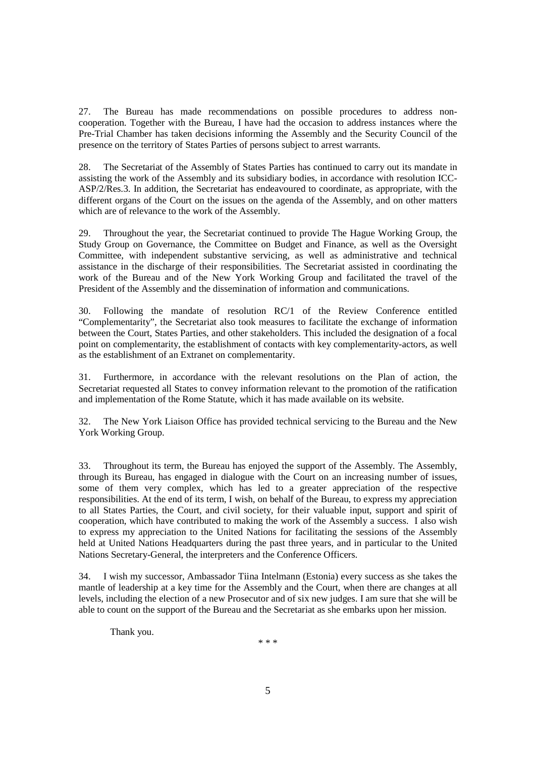27. The Bureau has made recommendations on possible procedures to address non-cooperation. Together with the Bureau, I have had the occasion to address instances where the Pre-Trial Chamber has taken decisions informing the Assembly and the Security Council of the presence on the territory of States Parties of persons subject to arrest warrants.

28. The Secretariat of the Assembly of States Parties has continued to carry out its mandate in assisting the work of the Assembly and its subsidiary bodies, in accordance with resolution ICC-ASP/2/Res.3. In addition, the Secretariat has endeavoured to coordinate, as appropriate, with the different organs of the Court on the issues on the agenda of the Assembly, and on other matters which are of relevance to the work of the Assembly.

29. Throughout the year, the Secretariat continued to provide The Hague Working Group, the Study Group on Governance, the Committee on Budget and Finance, as well as the Oversight Committee, with independent substantive servicing, as well as administrative and technical assistance in the discharge of their responsibilities. The Secretariat assisted in coordinating the work of the Bureau and of the New York Working Group and facilitated the travel of the President of the Assembly and the dissemination of information and communications.

30. Following the mandate of resolution RC/1 of the Review Conference entitled "Complementarity", the Secretariat also took measures to facilitate the exchange of information between the Court, States Parties, and other stakeholders. This included the designation of a focal point on complementarity, the establishment of contacts with key complementarity-actors, as well as the establishment of an Extranet on complementarity.

31. Furthermore, in accordance with the relevant resolutions on the Plan of action, the Secretariat requested all States to convey information relevant to the promotion of the ratification and implementation of the Rome Statute, which it has made available on its website.

32. The New York Liaison Office has provided technical servicing to the Bureau and the New York Working Group.

33. Throughout its term, the Bureau has enjoyed the support of the Assembly. The Assembly, through its Bureau, has engaged in dialogue with the Court on an increasing number of issues, some of them very complex, which has led to a greater appreciation of the respective responsibilities. At the end of its term, I wish, on behalf of the Bureau, to express my appreciation to all States Parties, the Court, and civil society, for their valuable input, support and spirit of cooperation, which have contributed to making the work of the Assembly a success. I also wish to express my appreciation to the United Nations for facilitating the sessions of the Assembly held at United Nations Headquarters during the past three years, and in particular to the United Nations Secretary-General, the interpreters and the Conference Officers.

34. I wish my successor, Ambassador Tiina Intelmann (Estonia) every success as she takes the mantle of leadership at a key time for the Assembly and the Court, when there are changes at all levels, including the election of a new Prosecutor and of six new judges. I am sure that she will be able to count on the support of the Bureau and the Secretariat as she embarks upon her mission.

Thank you.

\* \* \*